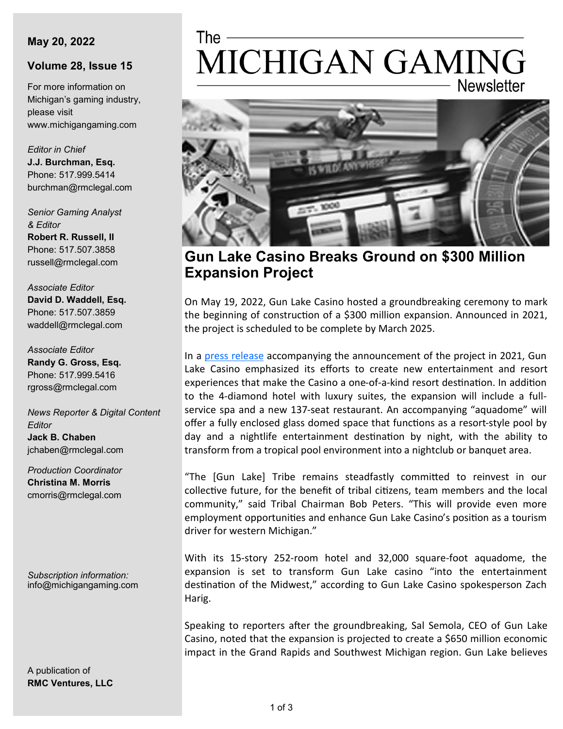# The MICHIGAN GAMING Newsletter

**May 20, 2022**

**Volume 28, Issue 15**

For more information on Michigan's gaming industry, please visit www.michigangaming.com

*Editor in Chief*
**J.J. Burchman, Esq.**
Phone: 517.999.5414
burchman@rmclegal.com

*Senior Gaming Analyst & Editor*
**Robert R. Russell, II**
Phone: 517.507.3858
russell@rmclegal.com

*Associate Editor*
**David D. Waddell, Esq.**
Phone: 517.507.3859
waddell@rmclegal.com

*Associate Editor*
**Randy G. Gross, Esq.**
Phone: 517.999.5416
rgross@rmclegal.com

*News Reporter & Digital Content Editor*
**Jack B. Chaben**
jchaben@rmclegal.com

*Production Coordinator*
**Christina M. Morris**
cmorris@rmclegal.com

*Subscription information:*
info@michigangaming.com

A publication of
**RMC Ventures, LLC**

## Gun Lake Casino Breaks Ground on $300 Million Expansion Project

On May 19, 2022, Gun Lake Casino hosted a groundbreaking ceremony to mark the beginning of construction of a $300 million expansion. Announced in 2021, the project is scheduled to be complete by March 2025.

In a press release accompanying the announcement of the project in 2021, Gun Lake Casino emphasized its efforts to create new entertainment and resort experiences that make the Casino a one-of-a-kind resort destination. In addition to the 4-diamond hotel with luxury suites, the expansion will include a full-service spa and a new 137-seat restaurant. An accompanying "aquadome" will offer a fully enclosed glass domed space that functions as a resort-style pool by day and a nightlife entertainment destination by night, with the ability to transform from a tropical pool environment into a nightclub or banquet area.

"The [Gun Lake] Tribe remains steadfastly committed to reinvest in our collective future, for the benefit of tribal citizens, team members and the local community," said Tribal Chairman Bob Peters. "This will provide even more employment opportunities and enhance Gun Lake Casino's position as a tourism driver for western Michigan."

With its 15-story 252-room hotel and 32,000 square-foot aquadome, the expansion is set to transform Gun Lake casino "into the entertainment destination of the Midwest," according to Gun Lake Casino spokesperson Zach Harig.

Speaking to reporters after the groundbreaking, Sal Semola, CEO of Gun Lake Casino, noted that the expansion is projected to create a $650 million economic impact in the Grand Rapids and Southwest Michigan region. Gun Lake believes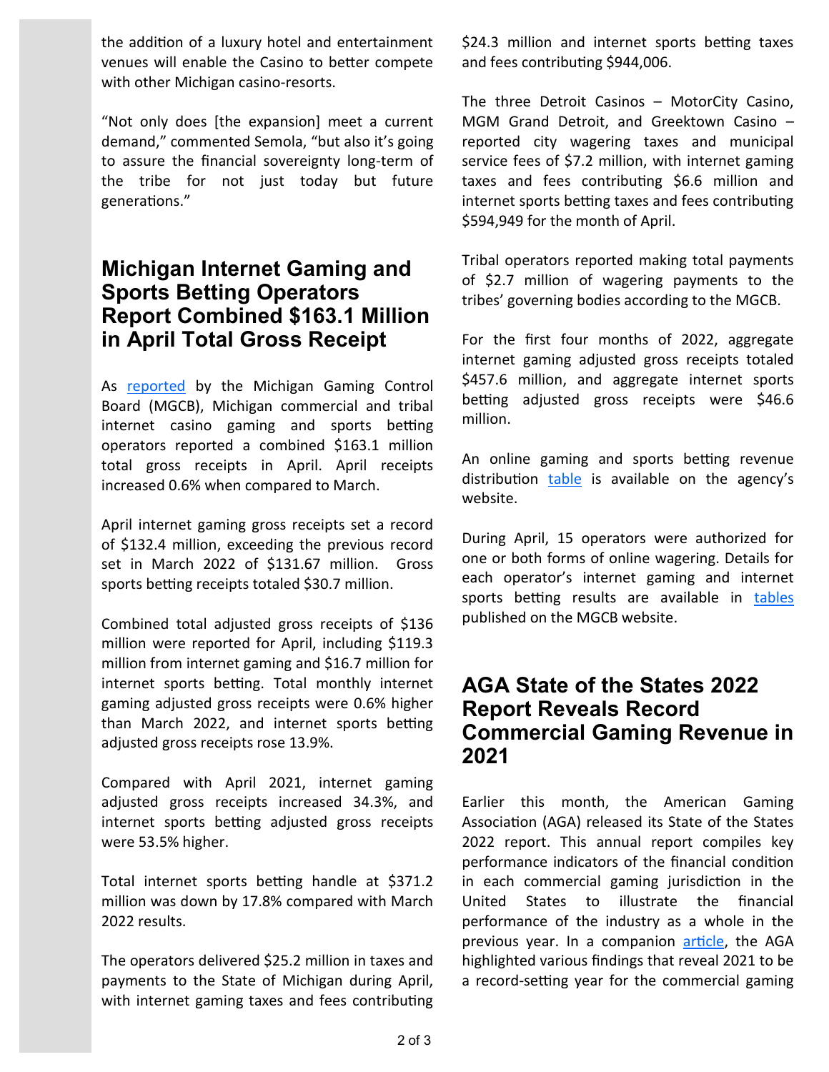the addition of a luxury hotel and entertainment venues will enable the Casino to better compete with other Michigan casino-resorts.

"Not only does [the expansion] meet a current demand," commented Semola, "but also it's going to assure the financial sovereignty long-term of the tribe for not just today but future generations."

## Michigan Internet Gaming and Sports Betting Operators Report Combined $163.1 Million in April Total Gross Receipt

As reported by the Michigan Gaming Control Board (MGCB), Michigan commercial and tribal internet casino gaming and sports betting operators reported a combined $163.1 million total gross receipts in April. April receipts increased 0.6% when compared to March.

April internet gaming gross receipts set a record of $132.4 million, exceeding the previous record set in March 2022 of $131.67 million. Gross sports betting receipts totaled $30.7 million.

Combined total adjusted gross receipts of $136 million were reported for April, including $119.3 million from internet gaming and $16.7 million for internet sports betting. Total monthly internet gaming adjusted gross receipts were 0.6% higher than March 2022, and internet sports betting adjusted gross receipts rose 13.9%.

Compared with April 2021, internet gaming adjusted gross receipts increased 34.3%, and internet sports betting adjusted gross receipts were 53.5% higher.

Total internet sports betting handle at $371.2 million was down by 17.8% compared with March 2022 results.

The operators delivered $25.2 million in taxes and payments to the State of Michigan during April, with internet gaming taxes and fees contributing $24.3 million and internet sports betting taxes and fees contributing $944,006.

The three Detroit Casinos – MotorCity Casino, MGM Grand Detroit, and Greektown Casino – reported city wagering taxes and municipal service fees of $7.2 million, with internet gaming taxes and fees contributing $6.6 million and internet sports betting taxes and fees contributing $594,949 for the month of April.

Tribal operators reported making total payments of $2.7 million of wagering payments to the tribes' governing bodies according to the MGCB.

For the first four months of 2022, aggregate internet gaming adjusted gross receipts totaled $457.6 million, and aggregate internet sports betting adjusted gross receipts were $46.6 million.

An online gaming and sports betting revenue distribution table is available on the agency's website.

During April, 15 operators were authorized for one or both forms of online wagering. Details for each operator's internet gaming and internet sports betting results are available in tables published on the MGCB website.

## AGA State of the States 2022 Report Reveals Record Commercial Gaming Revenue in 2021

Earlier this month, the American Gaming Association (AGA) released its State of the States 2022 report. This annual report compiles key performance indicators of the financial condition in each commercial gaming jurisdiction in the United States to illustrate the financial performance of the industry as a whole in the previous year. In a companion article, the AGA highlighted various findings that reveal 2021 to be a record-setting year for the commercial gaming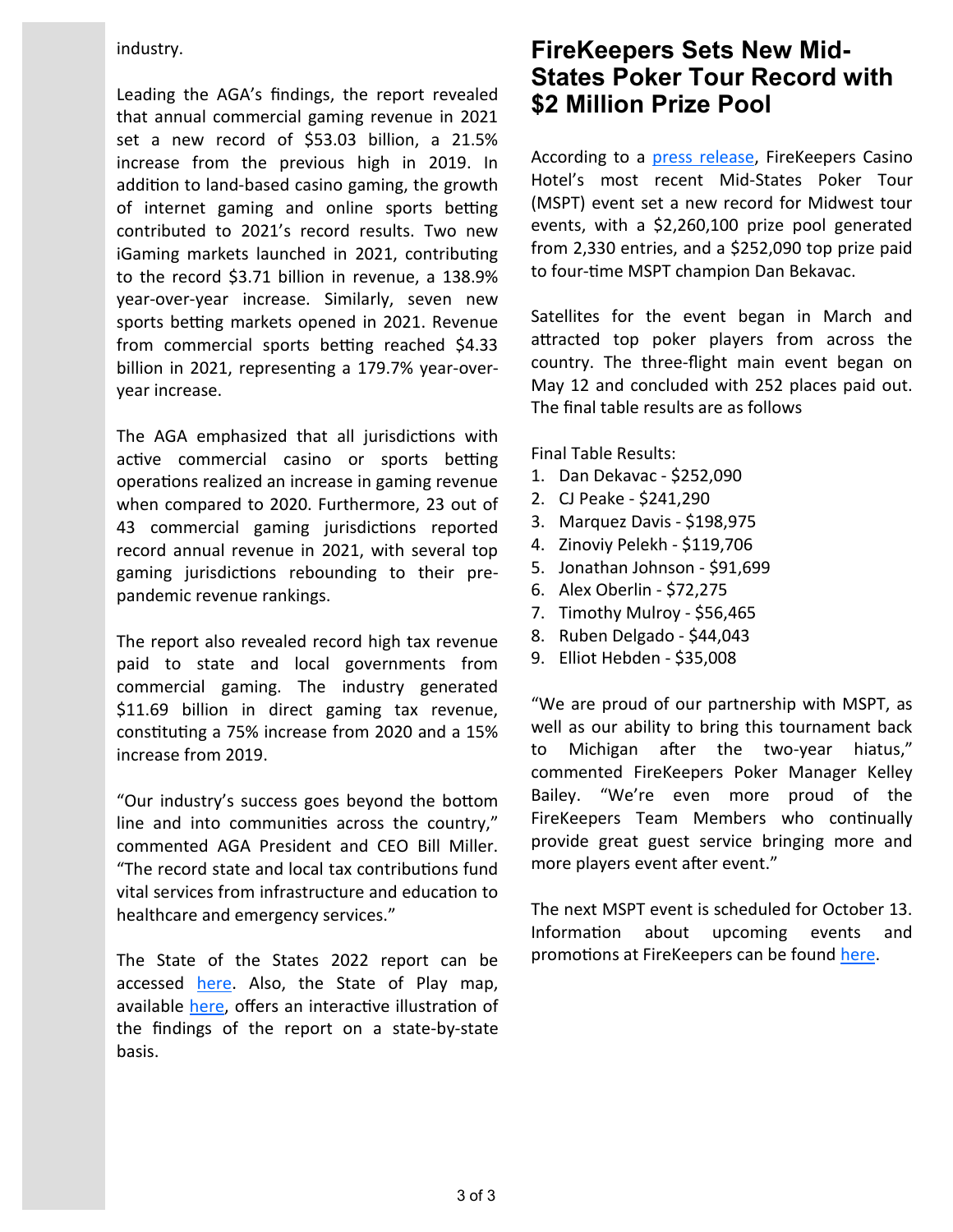industry.

Leading the AGA's findings, the report revealed that annual commercial gaming revenue in 2021 set a new record of $53.03 billion, a 21.5% increase from the previous high in 2019. In addition to land-based casino gaming, the growth of internet gaming and online sports betting contributed to 2021's record results. Two new iGaming markets launched in 2021, contributing to the record $3.71 billion in revenue, a 138.9% year-over-year increase. Similarly, seven new sports betting markets opened in 2021. Revenue from commercial sports betting reached $4.33 billion in 2021, representing a 179.7% year-over-year increase.

The AGA emphasized that all jurisdictions with active commercial casino or sports betting operations realized an increase in gaming revenue when compared to 2020. Furthermore, 23 out of 43 commercial gaming jurisdictions reported record annual revenue in 2021, with several top gaming jurisdictions rebounding to their pre-pandemic revenue rankings.

The report also revealed record high tax revenue paid to state and local governments from commercial gaming. The industry generated $11.69 billion in direct gaming tax revenue, constituting a 75% increase from 2020 and a 15% increase from 2019.

"Our industry's success goes beyond the bottom line and into communities across the country," commented AGA President and CEO Bill Miller. "The record state and local tax contributions fund vital services from infrastructure and education to healthcare and emergency services."

The State of the States 2022 report can be accessed here. Also, the State of Play map, available here, offers an interactive illustration of the findings of the report on a state-by-state basis.

## FireKeepers Sets New Mid-States Poker Tour Record with $2 Million Prize Pool

According to a press release, FireKeepers Casino Hotel's most recent Mid-States Poker Tour (MSPT) event set a new record for Midwest tour events, with a $2,260,100 prize pool generated from 2,330 entries, and a $252,090 top prize paid to four-time MSPT champion Dan Bekavac.

Satellites for the event began in March and attracted top poker players from across the country. The three-flight main event began on May 12 and concluded with 252 places paid out. The final table results are as follows

Final Table Results:

1. Dan Dekavac - $252,090
2. CJ Peake - $241,290
3. Marquez Davis - $198,975
4. Zinoviy Pelekh - $119,706
5. Jonathan Johnson - $91,699
6. Alex Oberlin - $72,275
7. Timothy Mulroy - $56,465
8. Ruben Delgado - $44,043
9. Elliot Hebden - $35,008

"We are proud of our partnership with MSPT, as well as our ability to bring this tournament back to Michigan after the two-year hiatus," commented FireKeepers Poker Manager Kelley Bailey. "We're even more proud of the FireKeepers Team Members who continually provide great guest service bringing more and more players event after event."

The next MSPT event is scheduled for October 13. Information about upcoming events and promotions at FireKeepers can be found here.